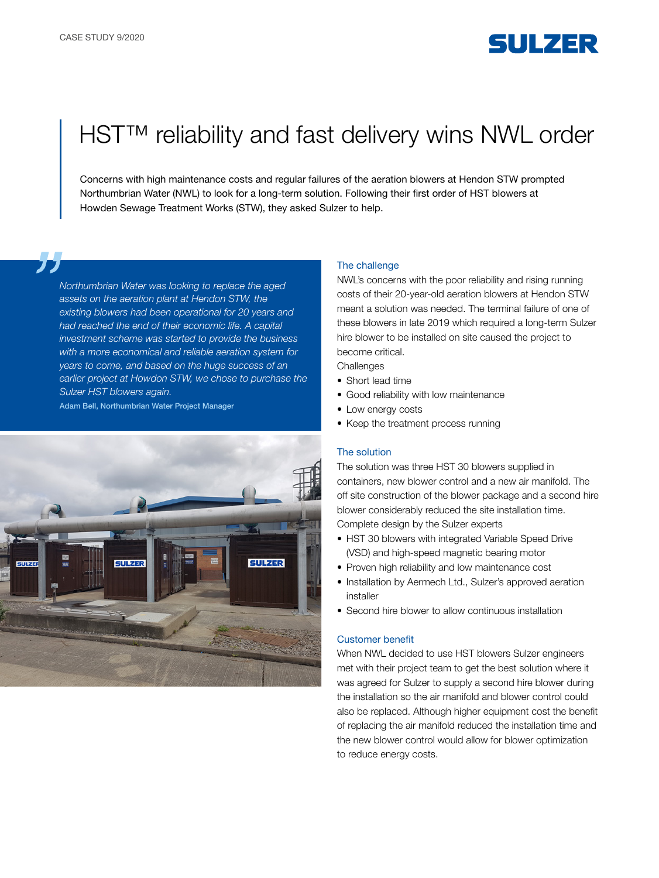CASE STUDY 9/2020

# HST™ reliability and fast delivery wins NWL order

Concerns with high maintenance costs and regular failures of the aeration blowers at Hendon STW prompted Northumbrian Water (NWL) to look for a long-term solution. Following their first order of HST blowers at Howden Sewage Treatment Works (STW), they asked Sulzer to help.

> *Northumbrian Water was looking to replace the aged assets on the aeration plant at Hendon STW, the existing blowers had been operational for 20 years and had reached the end of their economic life. A capital investment scheme was started to provide the business with a more economical and reliable aeration system for years to come, and based on the huge success of an earlier project at Howdon STW, we chose to purchase the Sulzer HST blowers again.*
>
> Adam Bell, Northumbrian Water Project Manager

## The challenge

NWL's concerns with the poor reliability and rising running costs of their 20-year-old aeration blowers at Hendon STW meant a solution was needed. The terminal failure of one of these blowers in late 2019 which required a long-term Sulzer hire blower to be installed on site caused the project to become critical.

Challenges

- Short lead time
- Good reliability with low maintenance
- Low energy costs
- Keep the treatment process running

## The solution

The solution was three HST 30 blowers supplied in containers, new blower control and a new air manifold. The off site construction of the blower package and a second hire blower considerably reduced the site installation time.

Complete design by the Sulzer experts

- HST 30 blowers with integrated Variable Speed Drive (VSD) and high-speed magnetic bearing motor
- Proven high reliability and low maintenance cost
- Installation by Aermech Ltd., Sulzer's approved aeration installer
- Second hire blower to allow continuous installation

## Customer benefit

When NWL decided to use HST blowers Sulzer engineers met with their project team to get the best solution where it was agreed for Sulzer to supply a second hire blower during the installation so the air manifold and blower control could also be replaced. Although higher equipment cost the benefit of replacing the air manifold reduced the installation time and the new blower control would allow for blower optimization to reduce energy costs.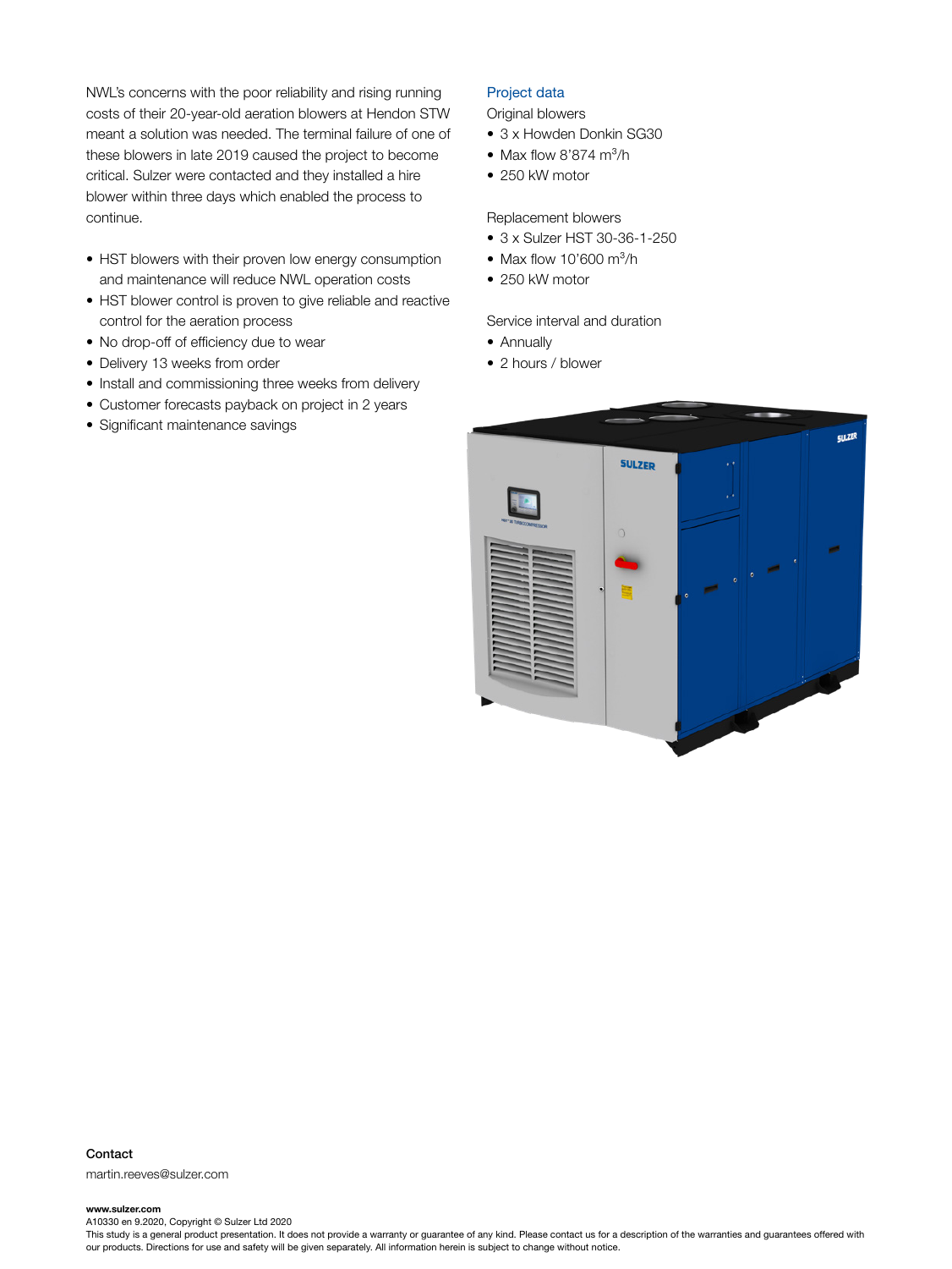NWL's concerns with the poor reliability and rising running costs of their 20-year-old aeration blowers at Hendon STW meant a solution was needed. The terminal failure of one of these blowers in late 2019 caused the project to become critical. Sulzer were contacted and they installed a hire blower within three days which enabled the process to continue.

- HST blowers with their proven low energy consumption and maintenance will reduce NWL operation costs
- HST blower control is proven to give reliable and reactive control for the aeration process
- No drop-off of efficiency due to wear
- Delivery 13 weeks from order
- Install and commissioning three weeks from delivery
- Customer forecasts payback on project in 2 years
- Significant maintenance savings

## Project data

Original blowers

- 3 x Howden Donkin SG30
- Max flow 8'874 $m^3$/h
- 250 kW motor

Replacement blowers

- 3 x Sulzer HST 30-36-1-250
- Max flow 10'600 $m^3$/h
- 250 kW motor

Service interval and duration

- Annually
- 2 hours / blower

**Contact**

martin.reeves@sulzer.com

**www.sulzer.com**

A10330 en 9.2020, Copyright © Sulzer Ltd 2020

This study is a general product presentation. It does not provide a warranty or guarantee of any kind. Please contact us for a description of the warranties and guarantees offered with our products. Directions for use and safety will be given separately. All information herein is subject to change without notice.